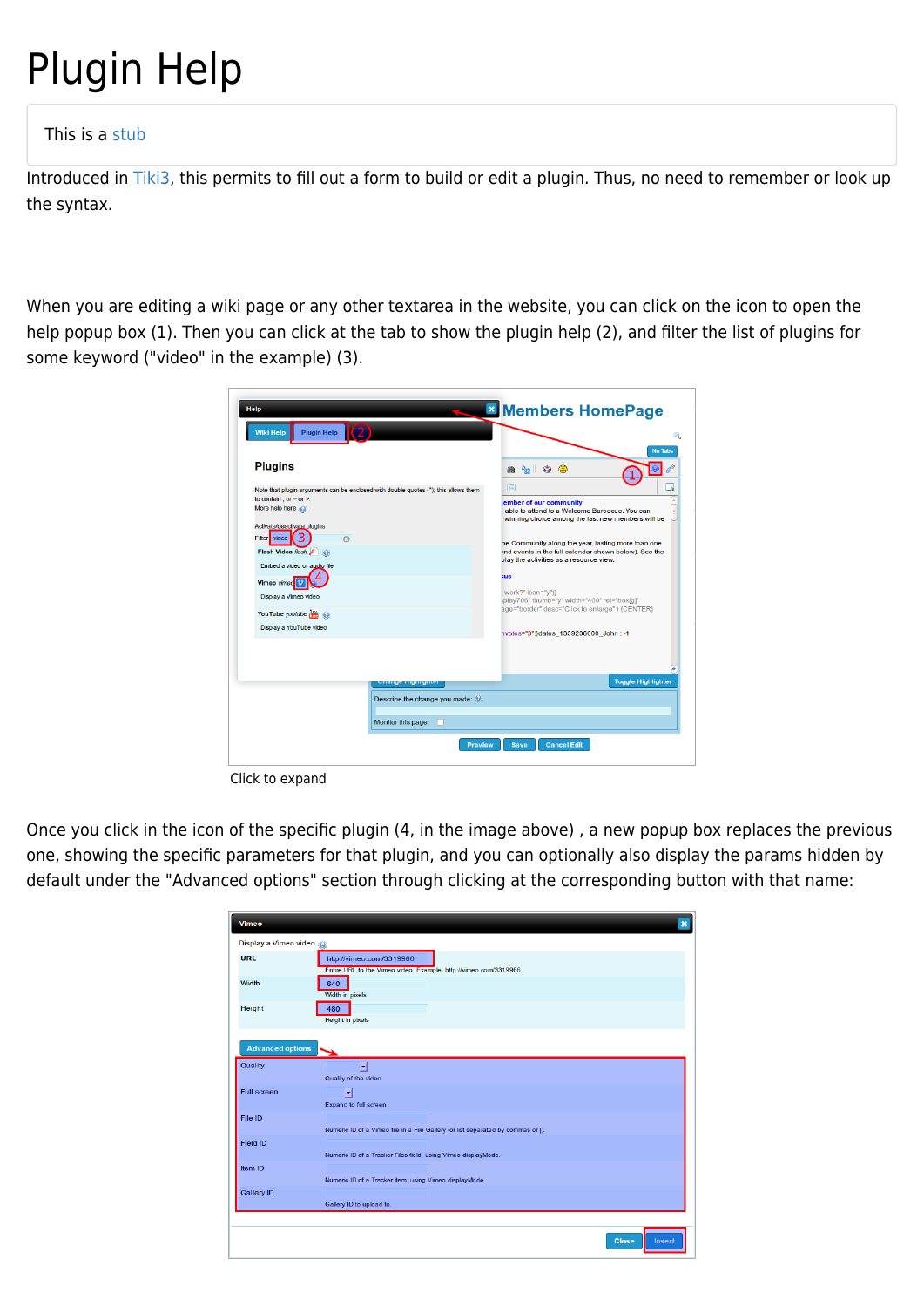# Plugin Help

This is a stub

Introduced in Tiki3, this permits to fill out a form to build or edit a plugin. Thus, no need to remember or look up the syntax.

When you are editing a wiki page or any other textarea in the website, you can click on the icon to open the help popup box (1). Then you can click at the tab to show the plugin help (2), and filter the list of plugins for some keyword ("video" in the example) (3).

Click to expand

Once you click in the icon of the specific plugin (4, in the image above) , a new popup box replaces the previous one, showing the specific parameters for that plugin, and you can optionally also display the params hidden by default under the "Advanced options" section through clicking at the corresponding button with that name: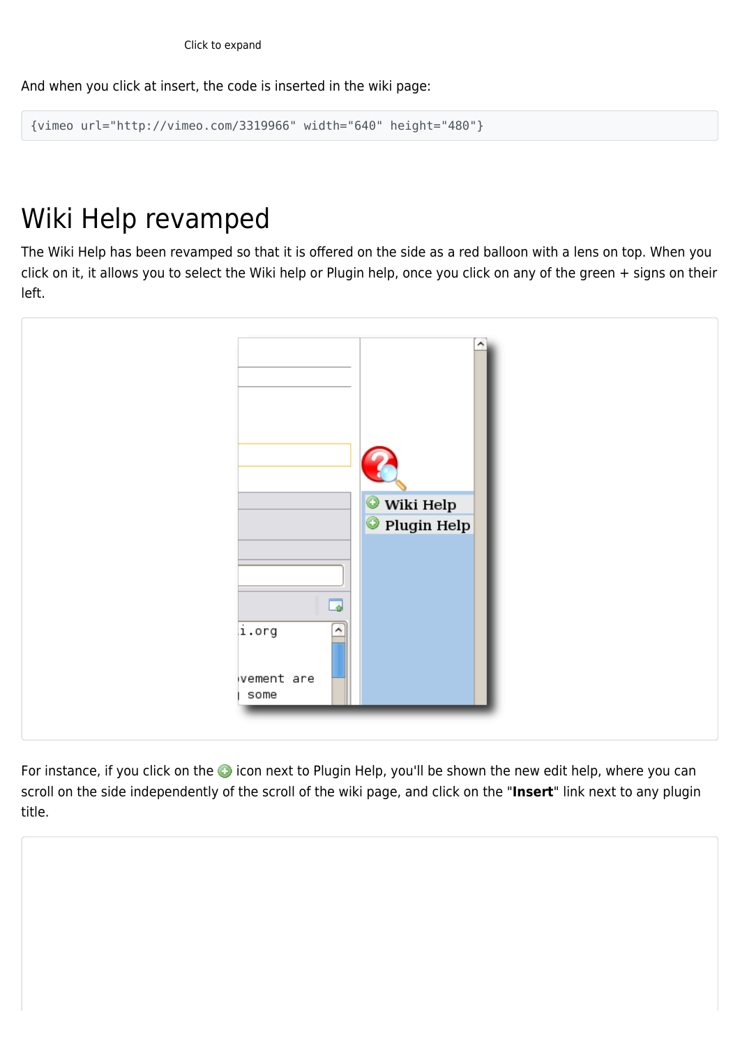Click to expand

And when you click at insert, the code is inserted in the wiki page:

```
{vimeo url="http://vimeo.com/3319966" width="640" height="480"}
```

# Wiki Help revamped

The Wiki Help has been revamped so that it is offered on the side as a red balloon with a lens on top. When you click on it, it allows you to select the Wiki help or Plugin help, once you click on any of the green + signs on their left.

For instance, if you click on the icon next to Plugin Help, you'll be shown the new edit help, where you can scroll on the side independently of the scroll of the wiki page, and click on the "**Insert**" link next to any plugin title.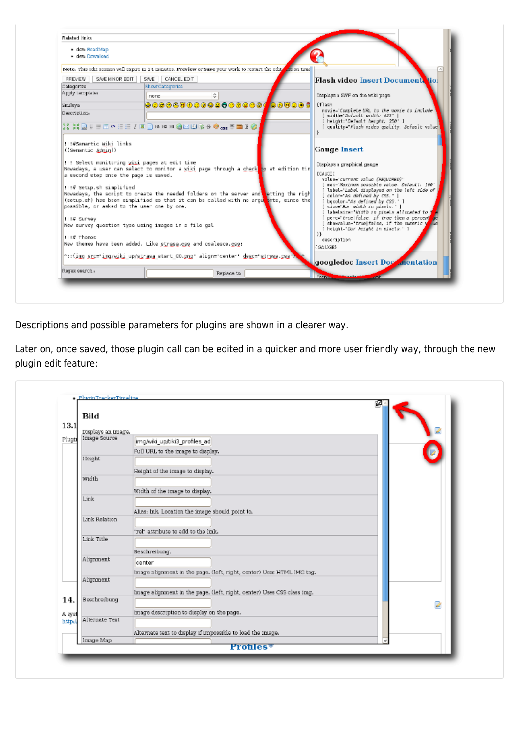Descriptions and possible parameters for plugins are shown in a clearer way.

Later on, once saved, those plugin call can be edited in a quicker and more user friendly way, through the new plugin edit feature: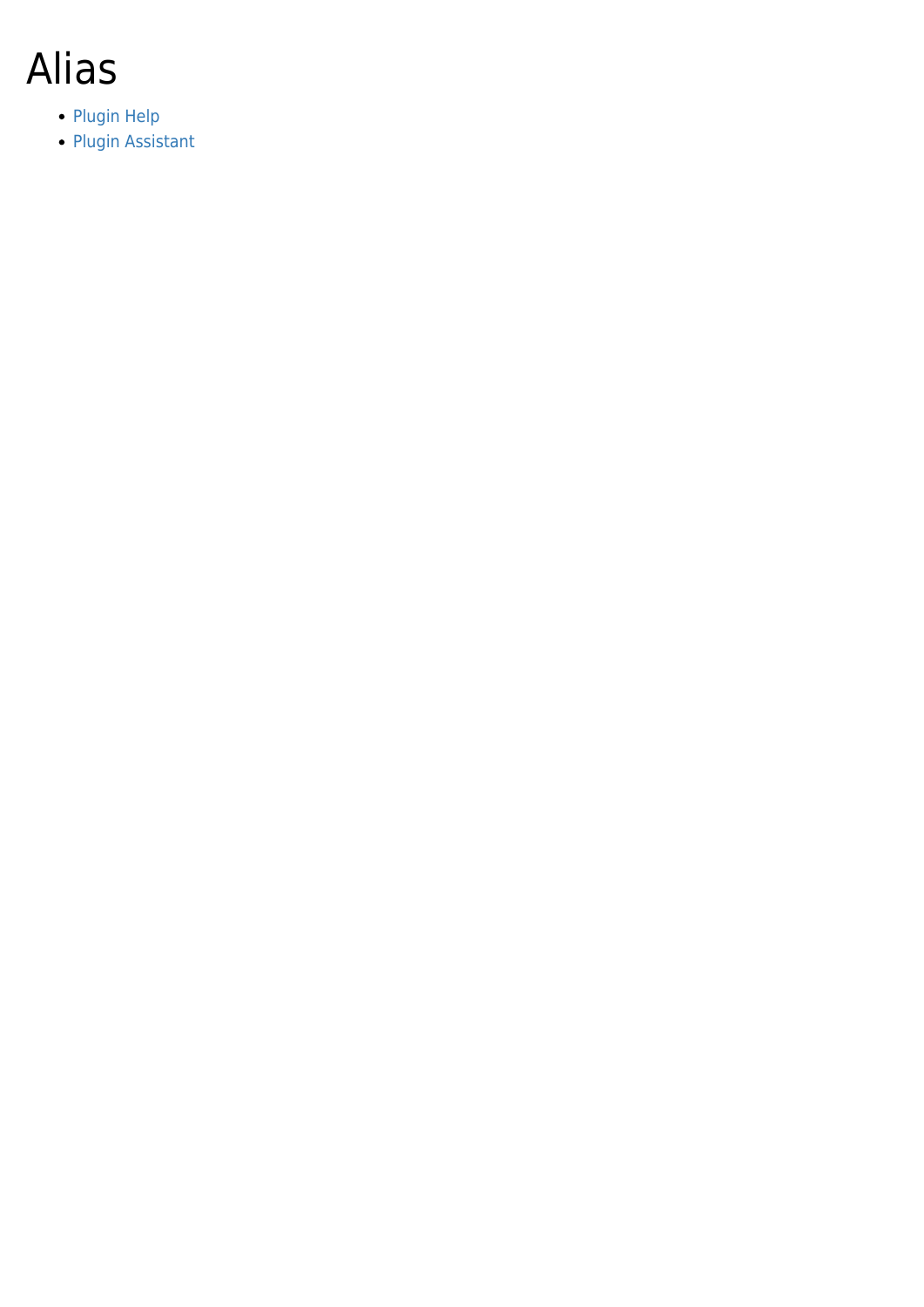# Alias

- Plugin Help
- Plugin Assistant